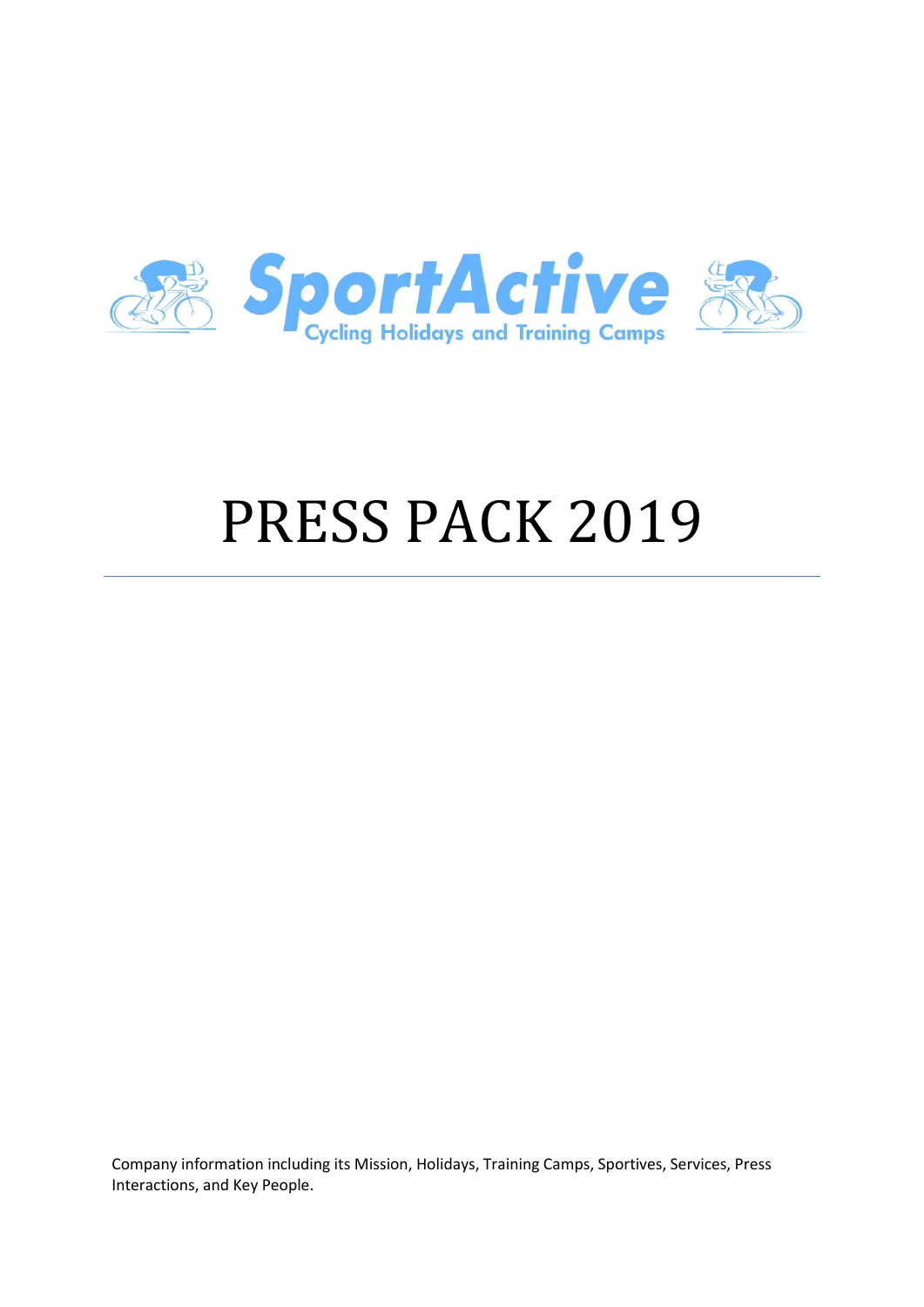SportActive

Cycling Holidays and Training Camps

# PRESS PACK 2019

---

Company information including its Mission, Holidays, Training Camps, Sportives, Services, Press Interactions, and Key People.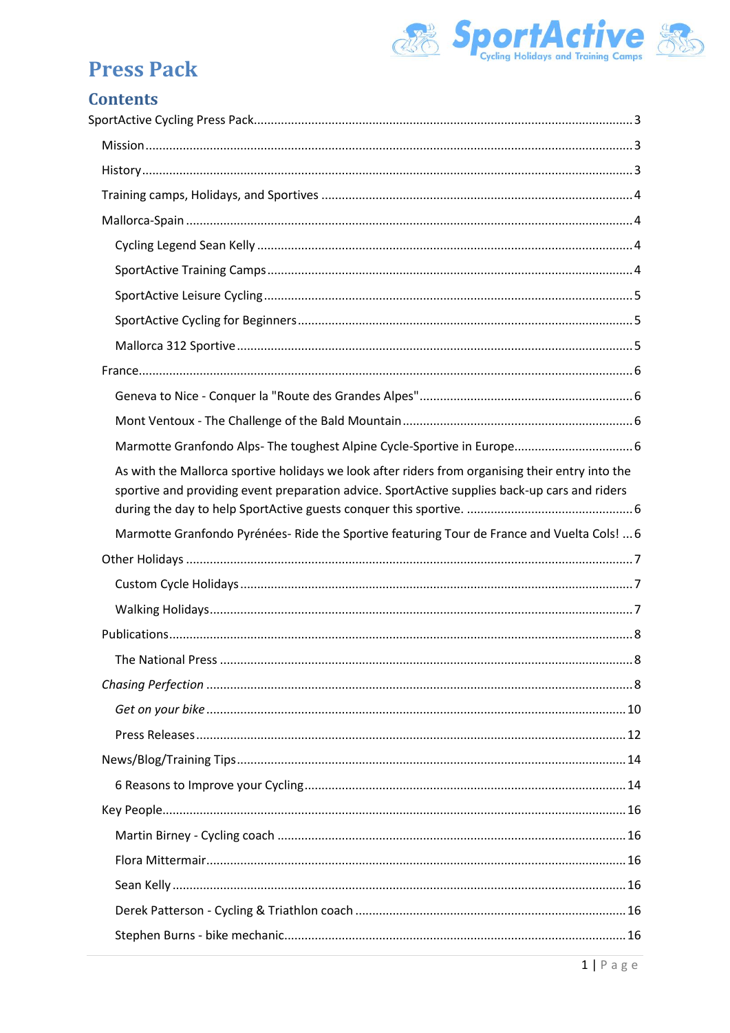# Press Pack

## Contents

SportActive Cycling Press Pack ..... 3

- Mission ..... 3
- History ..... 3
- Training camps, Holidays, and Sportives ..... 4
- Mallorca-Spain ..... 4
  - Cycling Legend Sean Kelly ..... 4
  - SportActive Training Camps ..... 4
  - SportActive Leisure Cycling ..... 5
  - SportActive Cycling for Beginners ..... 5
  - Mallorca 312 Sportive ..... 5
- France ..... 6
  - Geneva to Nice - Conquer la "Route des Grandes Alpes" ..... 6
  - Mont Ventoux - The Challenge of the Bald Mountain ..... 6
  - Marmotte Granfondo Alps- The toughest Alpine Cycle-Sportive in Europe ..... 6
  - As with the Mallorca sportive holidays we look after riders from organising their entry into the sportive and providing event preparation advice. SportActive supplies back-up cars and riders during the day to help SportActive guests conquer this sportive. ..... 6
  - Marmotte Granfondo Pyrénées- Ride the Sportive featuring Tour de France and Vuelta Cols! ..... 6
- Other Holidays ..... 7
  - Custom Cycle Holidays ..... 7
  - Walking Holidays ..... 7
- Publications ..... 8
  - The National Press ..... 8
- *Chasing Perfection* ..... 8
  - *Get on your bike* ..... 10
  - Press Releases ..... 12
- News/Blog/Training Tips ..... 14
  - 6 Reasons to Improve your Cycling ..... 14
- Key People ..... 16
  - Martin Birney - Cycling coach ..... 16
  - Flora Mittermair ..... 16
  - Sean Kelly ..... 16
  - Derek Patterson - Cycling & Triathlon coach ..... 16
  - Stephen Burns - bike mechanic ..... 16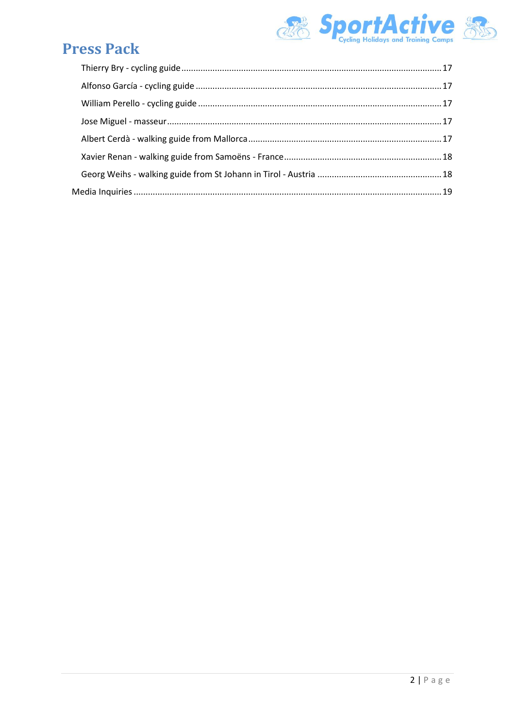# Press Pack

- Thierry Bry - cycling guide ........ 17
- Alfonso García - cycling guide ........ 17
- William Perello - cycling guide ........ 17
- Jose Miguel - masseur ........ 17
- Albert Cerdà - walking guide from Mallorca ........ 17
- Xavier Renan - walking guide from Samoëns - France ........ 18
- Georg Weihs - walking guide from St Johann in Tirol - Austria ........ 18

Media Inquiries ........ 19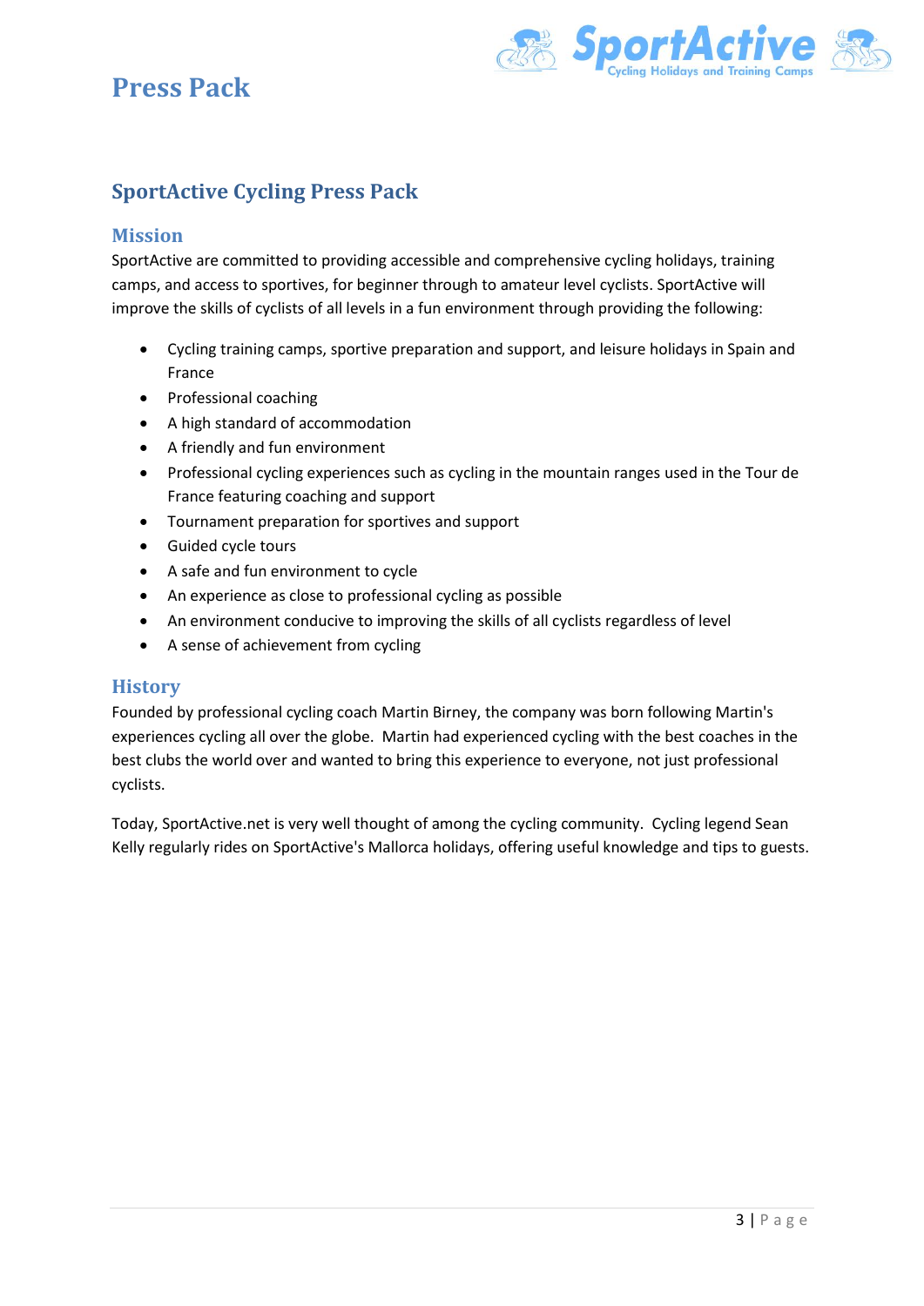# SportActive Cycling Press Pack

## Mission

SportActive are committed to providing accessible and comprehensive cycling holidays, training camps, and access to sportives, for beginner through to amateur level cyclists. SportActive will improve the skills of cyclists of all levels in a fun environment through providing the following:

- Cycling training camps, sportive preparation and support, and leisure holidays in Spain and France
- Professional coaching
- A high standard of accommodation
- A friendly and fun environment
- Professional cycling experiences such as cycling in the mountain ranges used in the Tour de France featuring coaching and support
- Tournament preparation for sportives and support
- Guided cycle tours
- A safe and fun environment to cycle
- An experience as close to professional cycling as possible
- An environment conducive to improving the skills of all cyclists regardless of level
- A sense of achievement from cycling

## History

Founded by professional cycling coach Martin Birney, the company was born following Martin's experiences cycling all over the globe. Martin had experienced cycling with the best coaches in the best clubs the world over and wanted to bring this experience to everyone, not just professional cyclists.

Today, SportActive.net is very well thought of among the cycling community. Cycling legend Sean Kelly regularly rides on SportActive's Mallorca holidays, offering useful knowledge and tips to guests.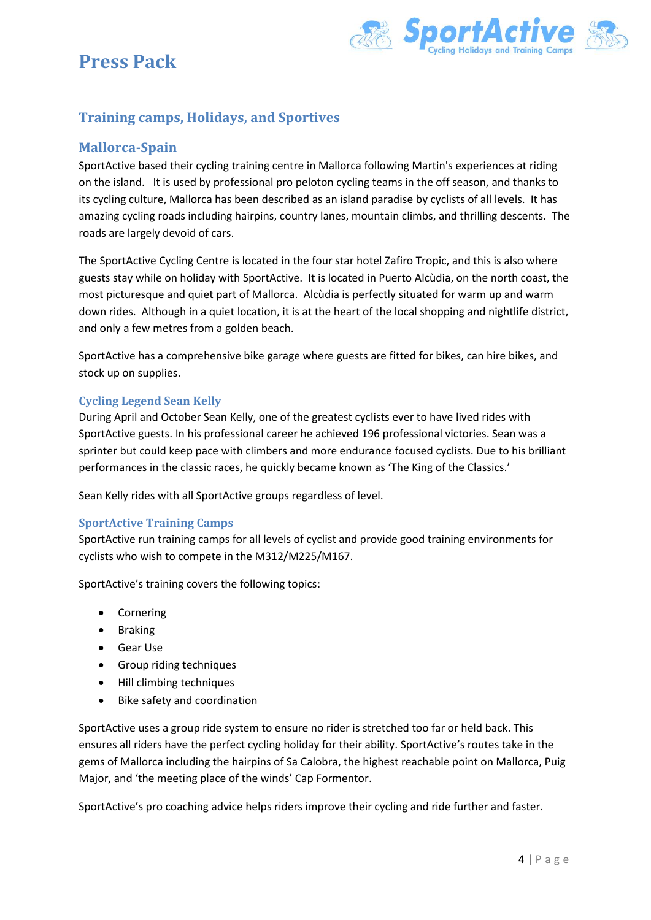# Press Pack

## Training camps, Holidays, and Sportives

## Mallorca-Spain

SportActive based their cycling training centre in Mallorca following Martin's experiences at riding on the island.  It is used by professional pro peloton cycling teams in the off season, and thanks to its cycling culture, Mallorca has been described as an island paradise by cyclists of all levels.  It has amazing cycling roads including hairpins, country lanes, mountain climbs, and thrilling descents.  The roads are largely devoid of cars.

The SportActive Cycling Centre is located in the four star hotel Zafiro Tropic, and this is also where guests stay while on holiday with SportActive.  It is located in Puerto Alcùdia, on the north coast, the most picturesque and quiet part of Mallorca.  Alcùdia is perfectly situated for warm up and warm down rides.  Although in a quiet location, it is at the heart of the local shopping and nightlife district, and only a few metres from a golden beach.

SportActive has a comprehensive bike garage where guests are fitted for bikes, can hire bikes, and stock up on supplies.

### Cycling Legend Sean Kelly

During April and October Sean Kelly, one of the greatest cyclists ever to have lived rides with SportActive guests. In his professional career he achieved 196 professional victories. Sean was a sprinter but could keep pace with climbers and more endurance focused cyclists. Due to his brilliant performances in the classic races, he quickly became known as 'The King of the Classics.'

Sean Kelly rides with all SportActive groups regardless of level.

### SportActive Training Camps

SportActive run training camps for all levels of cyclist and provide good training environments for cyclists who wish to compete in the M312/M225/M167.

SportActive's training covers the following topics:

- Cornering
- Braking
- Gear Use
- Group riding techniques
- Hill climbing techniques
- Bike safety and coordination

SportActive uses a group ride system to ensure no rider is stretched too far or held back. This ensures all riders have the perfect cycling holiday for their ability. SportActive's routes take in the gems of Mallorca including the hairpins of Sa Calobra, the highest reachable point on Mallorca, Puig Major, and 'the meeting place of the winds' Cap Formentor.

SportActive's pro coaching advice helps riders improve their cycling and ride further and faster.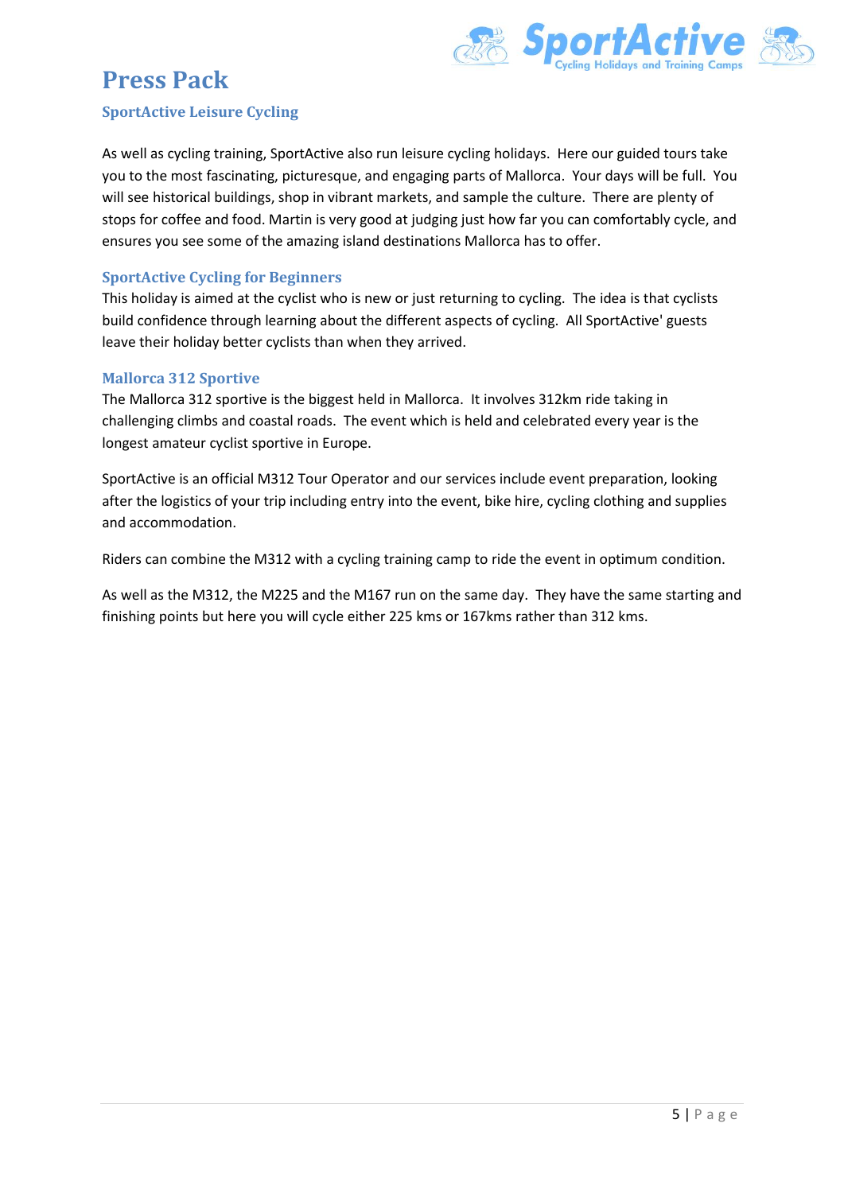# Press Pack

## SportActive Leisure Cycling

As well as cycling training, SportActive also run leisure cycling holidays. Here our guided tours take you to the most fascinating, picturesque, and engaging parts of Mallorca. Your days will be full. You will see historical buildings, shop in vibrant markets, and sample the culture. There are plenty of stops for coffee and food. Martin is very good at judging just how far you can comfortably cycle, and ensures you see some of the amazing island destinations Mallorca has to offer.

## SportActive Cycling for Beginners

This holiday is aimed at the cyclist who is new or just returning to cycling. The idea is that cyclists build confidence through learning about the different aspects of cycling. All SportActive' guests leave their holiday better cyclists than when they arrived.

## Mallorca 312 Sportive

The Mallorca 312 sportive is the biggest held in Mallorca. It involves 312km ride taking in challenging climbs and coastal roads. The event which is held and celebrated every year is the longest amateur cyclist sportive in Europe.

SportActive is an official M312 Tour Operator and our services include event preparation, looking after the logistics of your trip including entry into the event, bike hire, cycling clothing and supplies and accommodation.

Riders can combine the M312 with a cycling training camp to ride the event in optimum condition.

As well as the M312, the M225 and the M167 run on the same day. They have the same starting and finishing points but here you will cycle either 225 kms or 167kms rather than 312 kms.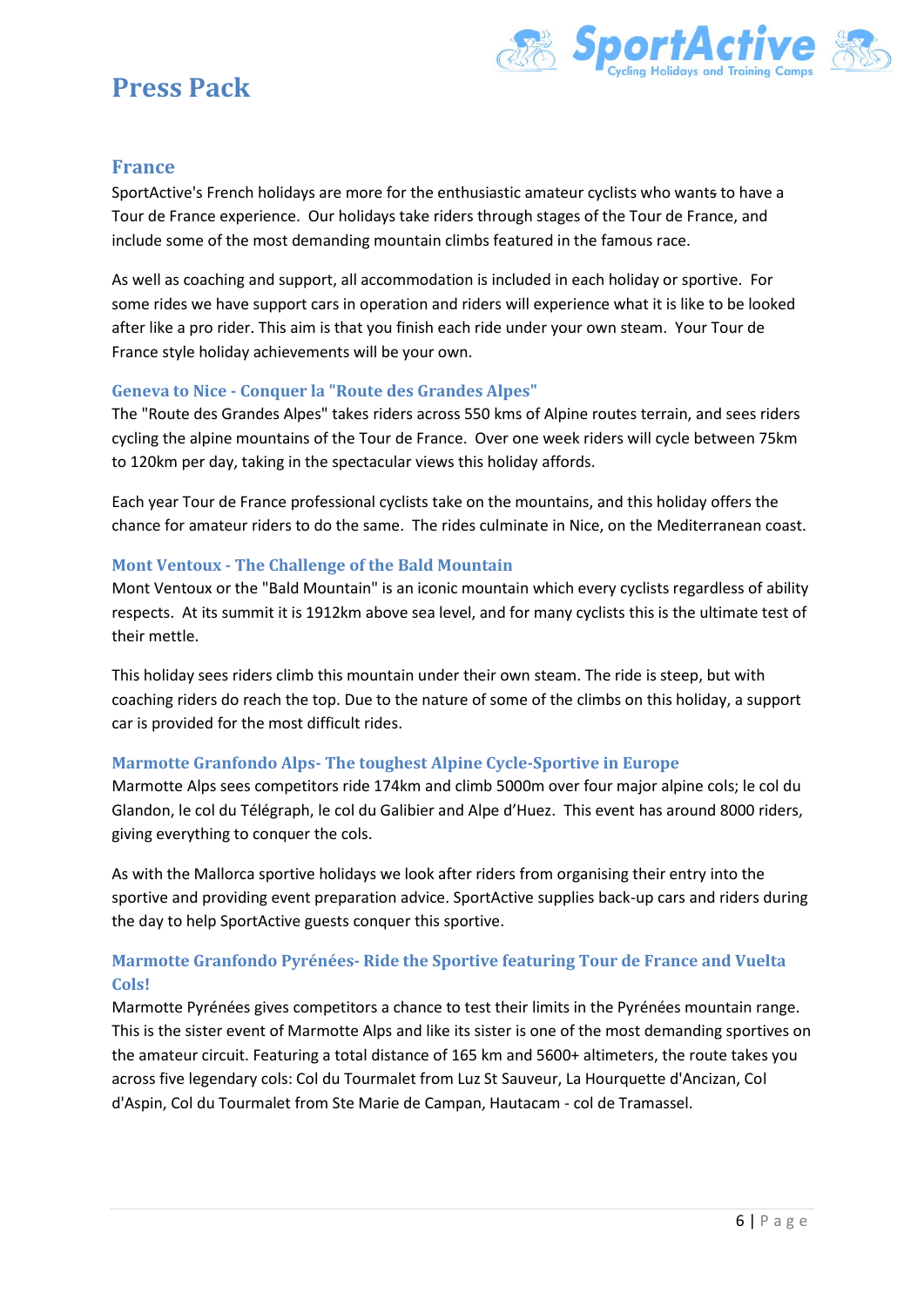## France

SportActive's French holidays are more for the enthusiastic amateur cyclists who want~~s~~ to have a Tour de France experience.  Our holidays take riders through stages of the Tour de France, and include some of the most demanding mountain climbs featured in the famous race.

As well as coaching and support, all accommodation is included in each holiday or sportive.  For some rides we have support cars in operation and riders will experience what it is like to be looked after like a pro rider. This aim is that you finish each ride under your own steam.  Your Tour de France style holiday achievements will be your own.

### Geneva to Nice - Conquer la "Route des Grandes Alpes"

The "Route des Grandes Alpes" takes riders across 550 kms of Alpine routes terrain, and sees riders cycling the alpine mountains of the Tour de France.  Over one week riders will cycle between 75km to 120km per day, taking in the spectacular views this holiday affords.

Each year Tour de France professional cyclists take on the mountains, and this holiday offers the chance for amateur riders to do the same.  The rides culminate in Nice, on the Mediterranean coast.

### Mont Ventoux - The Challenge of the Bald Mountain

Mont Ventoux or the "Bald Mountain" is an iconic mountain which every cyclists regardless of ability respects.  At its summit it is 1912km above sea level, and for many cyclists this is the ultimate test of their mettle.

This holiday sees riders climb this mountain under their own steam. The ride is steep, but with coaching riders do reach the top. Due to the nature of some of the climbs on this holiday, a support car is provided for the most difficult rides.

### Marmotte Granfondo Alps- The toughest Alpine Cycle-Sportive in Europe

Marmotte Alps sees competitors ride 174km and climb 5000m over four major alpine cols; le col du Glandon, le col du Télégraph, le col du Galibier and Alpe d'Huez.  This event has around 8000 riders, giving everything to conquer the cols.

As with the Mallorca sportive holidays we look after riders from organising their entry into the sportive and providing event preparation advice. SportActive supplies back-up cars and riders during the day to help SportActive guests conquer this sportive.

### Marmotte Granfondo Pyrénées- Ride the Sportive featuring Tour de France and Vuelta Cols!

Marmotte Pyrénées gives competitors a chance to test their limits in the Pyrénées mountain range. This is the sister event of Marmotte Alps and like its sister is one of the most demanding sportives on the amateur circuit. Featuring a total distance of 165 km and 5600+ altimeters, the route takes you across five legendary cols: Col du Tourmalet from Luz St Sauveur, La Hourquette d'Ancizan, Col d'Aspin, Col du Tourmalet from Ste Marie de Campan, Hautacam - col de Tramassel.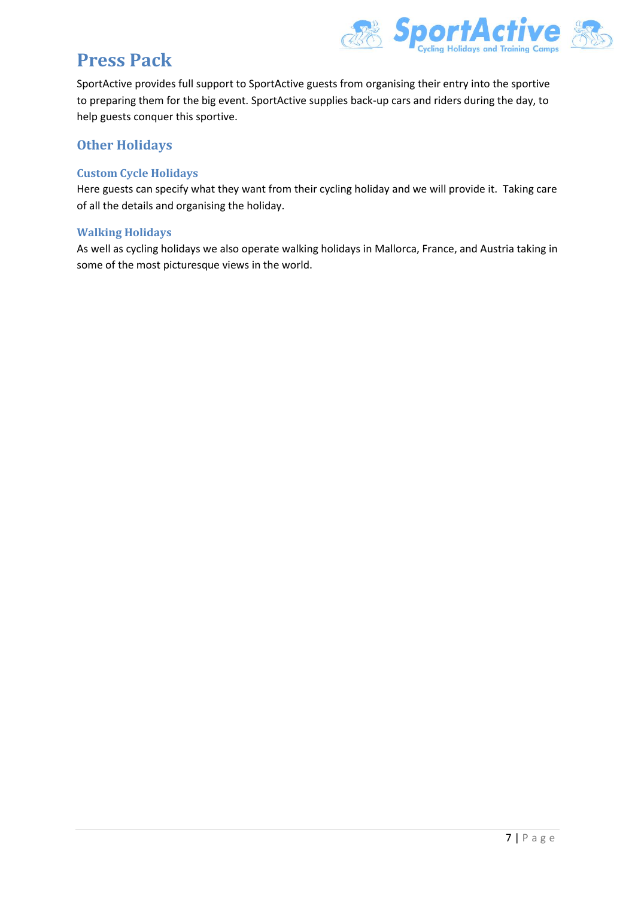# Press Pack

SportActive provides full support to SportActive guests from organising their entry into the sportive to preparing them for the big event. SportActive supplies back-up cars and riders during the day, to help guests conquer this sportive.

## Other Holidays

### Custom Cycle Holidays

Here guests can specify what they want from their cycling holiday and we will provide it. Taking care of all the details and organising the holiday.

### Walking Holidays

As well as cycling holidays we also operate walking holidays in Mallorca, France, and Austria taking in some of the most picturesque views in the world.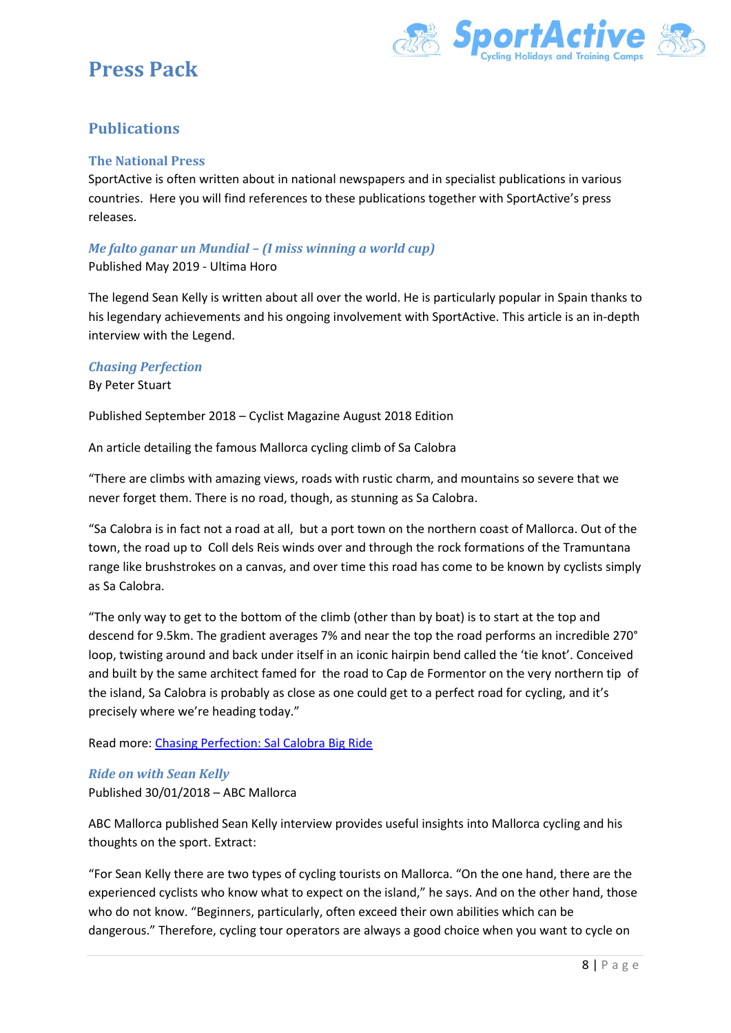# Press Pack

## Publications

### The National Press

SportActive is often written about in national newspapers and in specialist publications in various countries. Here you will find references to these publications together with SportActive's press releases.

### *Me falto ganar un Mundial – (I miss winning a world cup)*

Published May 2019 - Ultima Horo

The legend Sean Kelly is written about all over the world. He is particularly popular in Spain thanks to his legendary achievements and his ongoing involvement with SportActive. This article is an in-depth interview with the Legend.

### *Chasing Perfection*

By Peter Stuart

Published September 2018 – Cyclist Magazine August 2018 Edition

An article detailing the famous Mallorca cycling climb of Sa Calobra

"There are climbs with amazing views, roads with rustic charm, and mountains so severe that we never forget them. There is no road, though, as stunning as Sa Calobra.

"Sa Calobra is in fact not a road at all, but a port town on the northern coast of Mallorca. Out of the town, the road up to Coll dels Reis winds over and through the rock formations of the Tramuntana range like brushstrokes on a canvas, and over time this road has come to be known by cyclists simply as Sa Calobra.

"The only way to get to the bottom of the climb (other than by boat) is to start at the top and descend for 9.5km. The gradient averages 7% and near the top the road performs an incredible 270° loop, twisting around and back under itself in an iconic hairpin bend called the 'tie knot'. Conceived and built by the same architect famed for the road to Cap de Formentor on the very northern tip of the island, Sa Calobra is probably as close as one could get to a perfect road for cycling, and it's precisely where we're heading today."

Read more: Chasing Perfection: Sal Calobra Big Ride

### *Ride on with Sean Kelly*

Published 30/01/2018 – ABC Mallorca

ABC Mallorca published Sean Kelly interview provides useful insights into Mallorca cycling and his thoughts on the sport. Extract:

"For Sean Kelly there are two types of cycling tourists on Mallorca. "On the one hand, there are the experienced cyclists who know what to expect on the island," he says. And on the other hand, those who do not know. "Beginners, particularly, often exceed their own abilities which can be dangerous." Therefore, cycling tour operators are always a good choice when you want to cycle on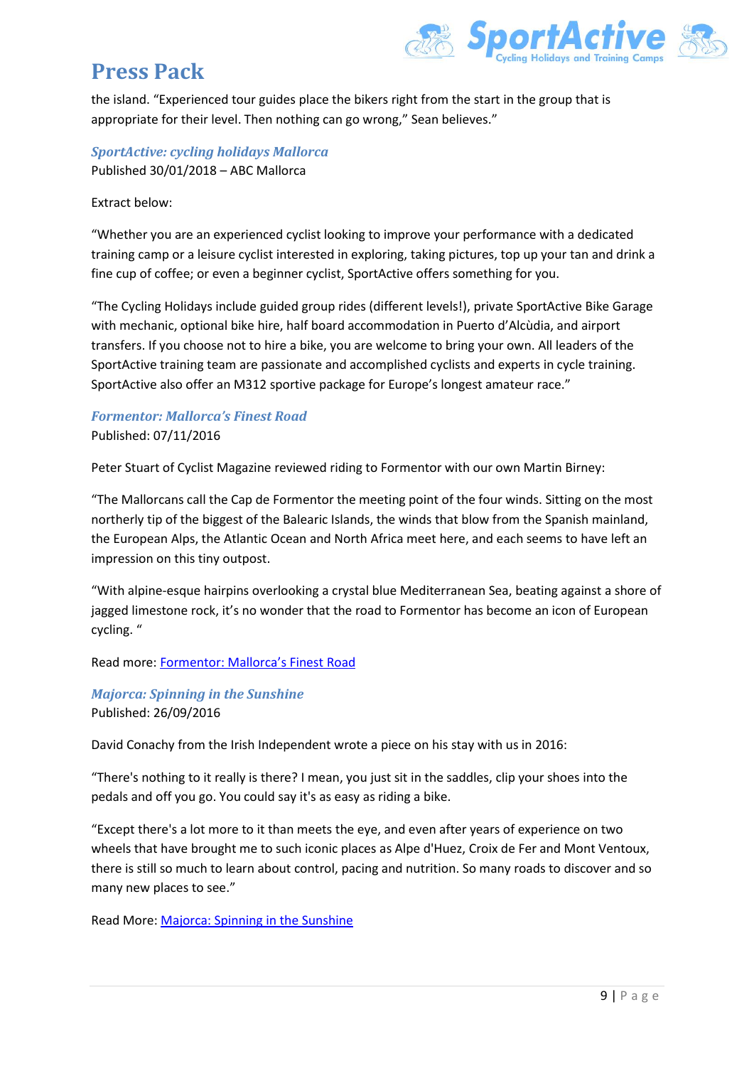the island. "Experienced tour guides place the bikers right from the start in the group that is appropriate for their level. Then nothing can go wrong," Sean believes."

### *SportActive: cycling holidays Mallorca*

Published 30/01/2018 – ABC Mallorca

Extract below:

"Whether you are an experienced cyclist looking to improve your performance with a dedicated training camp or a leisure cyclist interested in exploring, taking pictures, top up your tan and drink a fine cup of coffee; or even a beginner cyclist, SportActive offers something for you.

"The Cycling Holidays include guided group rides (different levels!), private SportActive Bike Garage with mechanic, optional bike hire, half board accommodation in Puerto d'Alcùdia, and airport transfers. If you choose not to hire a bike, you are welcome to bring your own. All leaders of the SportActive training team are passionate and accomplished cyclists and experts in cycle training. SportActive also offer an M312 sportive package for Europe's longest amateur race."

### *Formentor: Mallorca's Finest Road*

Published: 07/11/2016

Peter Stuart of Cyclist Magazine reviewed riding to Formentor with our own Martin Birney:

"The Mallorcans call the Cap de Formentor the meeting point of the four winds. Sitting on the most northerly tip of the biggest of the Balearic Islands, the winds that blow from the Spanish mainland, the European Alps, the Atlantic Ocean and North Africa meet here, and each seems to have left an impression on this tiny outpost.

"With alpine-esque hairpins overlooking a crystal blue Mediterranean Sea, beating against a shore of jagged limestone rock, it's no wonder that the road to Formentor has become an icon of European cycling. "

Read more: Formentor: Mallorca's Finest Road

### *Majorca: Spinning in the Sunshine*

Published: 26/09/2016

David Conachy from the Irish Independent wrote a piece on his stay with us in 2016:

"There's nothing to it really is there? I mean, you just sit in the saddles, clip your shoes into the pedals and off you go. You could say it's as easy as riding a bike.

"Except there's a lot more to it than meets the eye, and even after years of experience on two wheels that have brought me to such iconic places as Alpe d'Huez, Croix de Fer and Mont Ventoux, there is still so much to learn about control, pacing and nutrition. So many roads to discover and so many new places to see."

Read More: Majorca: Spinning in the Sunshine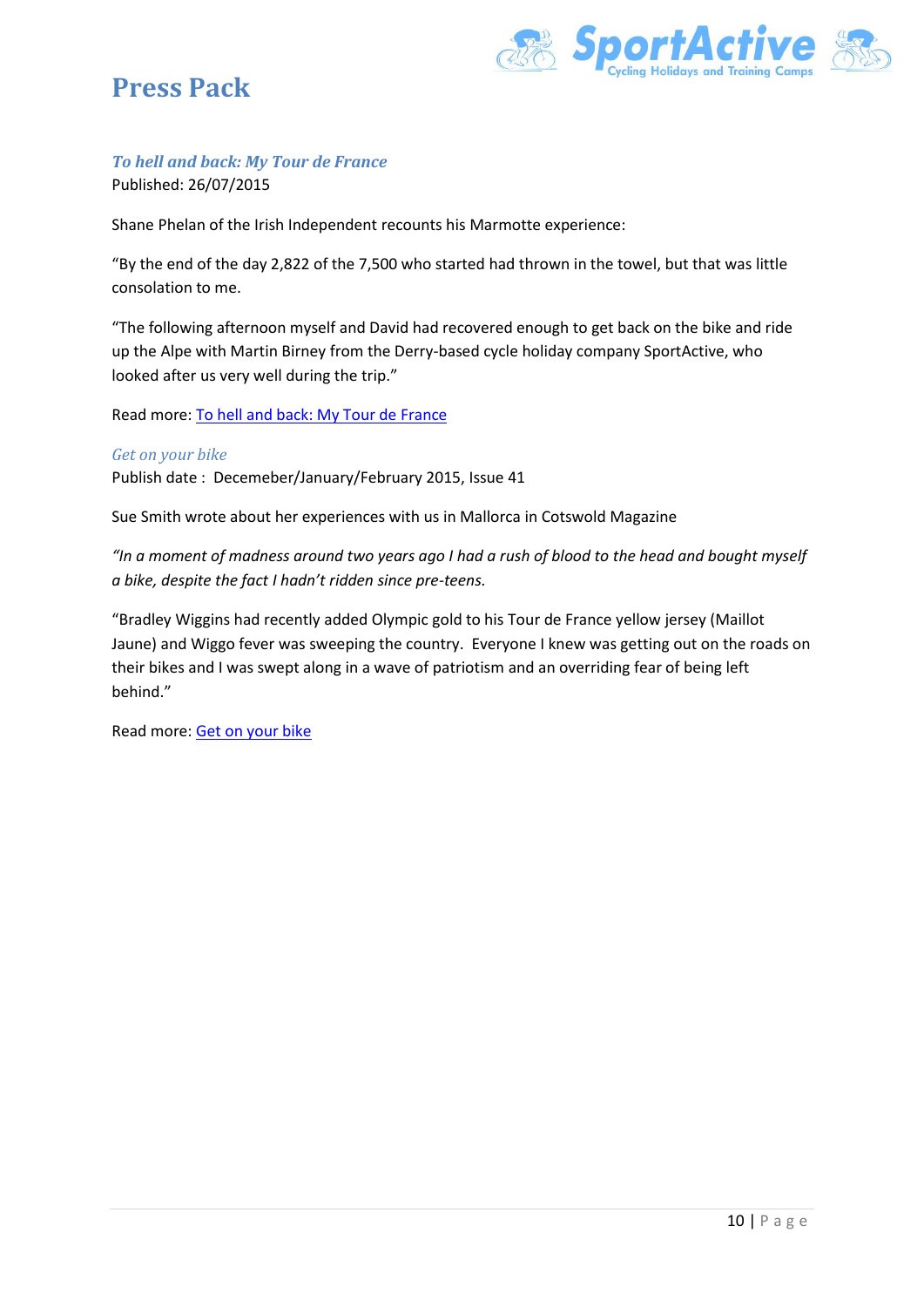# Press Pack

### *To hell and back: My Tour de France*

Published: 26/07/2015

Shane Phelan of the Irish Independent recounts his Marmotte experience:

“By the end of the day 2,822 of the 7,500 who started had thrown in the towel, but that was little consolation to me.

“The following afternoon myself and David had recovered enough to get back on the bike and ride up the Alpe with Martin Birney from the Derry-based cycle holiday company SportActive, who looked after us very well during the trip.”

Read more: To hell and back: My Tour de France

### *Get on your bike*

Publish date : Decemeber/January/February 2015, Issue 41

Sue Smith wrote about her experiences with us in Mallorca in Cotswold Magazine

*“In a moment of madness around two years ago I had a rush of blood to the head and bought myself a bike, despite the fact I hadn’t ridden since pre-teens.*

“Bradley Wiggins had recently added Olympic gold to his Tour de France yellow jersey (Maillot Jaune) and Wiggo fever was sweeping the country. Everyone I knew was getting out on the roads on their bikes and I was swept along in a wave of patriotism and an overriding fear of being left behind.”

Read more: Get on your bike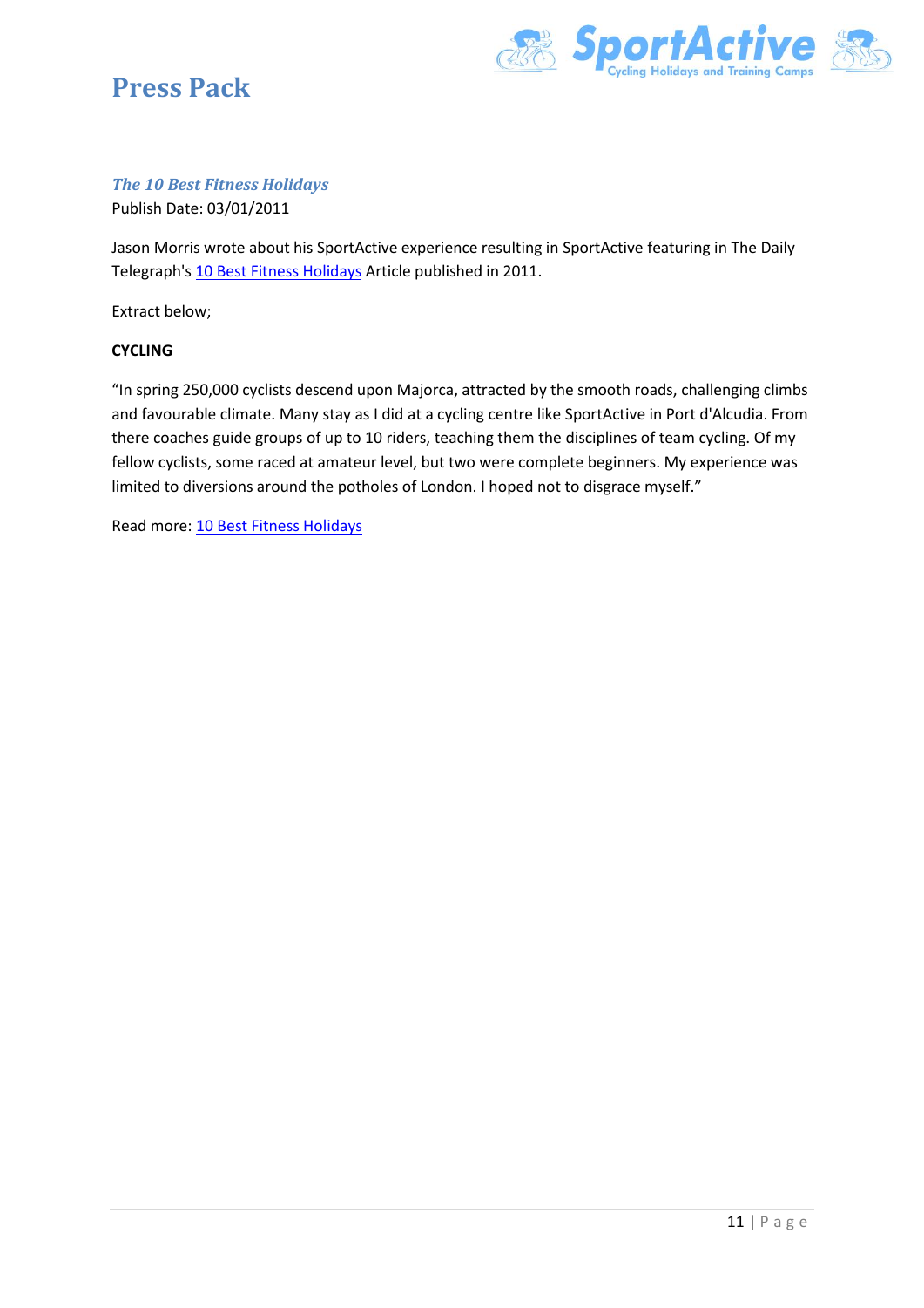# Press Pack

### *The 10 Best Fitness Holidays*

Publish Date: 03/01/2011

Jason Morris wrote about his SportActive experience resulting in SportActive featuring in The Daily Telegraph's 10 Best Fitness Holidays Article published in 2011.

Extract below;

**CYCLING**

"In spring 250,000 cyclists descend upon Majorca, attracted by the smooth roads, challenging climbs and favourable climate. Many stay as I did at a cycling centre like SportActive in Port d'Alcudia. From there coaches guide groups of up to 10 riders, teaching them the disciplines of team cycling. Of my fellow cyclists, some raced at amateur level, but two were complete beginners. My experience was limited to diversions around the potholes of London. I hoped not to disgrace myself."

Read more: 10 Best Fitness Holidays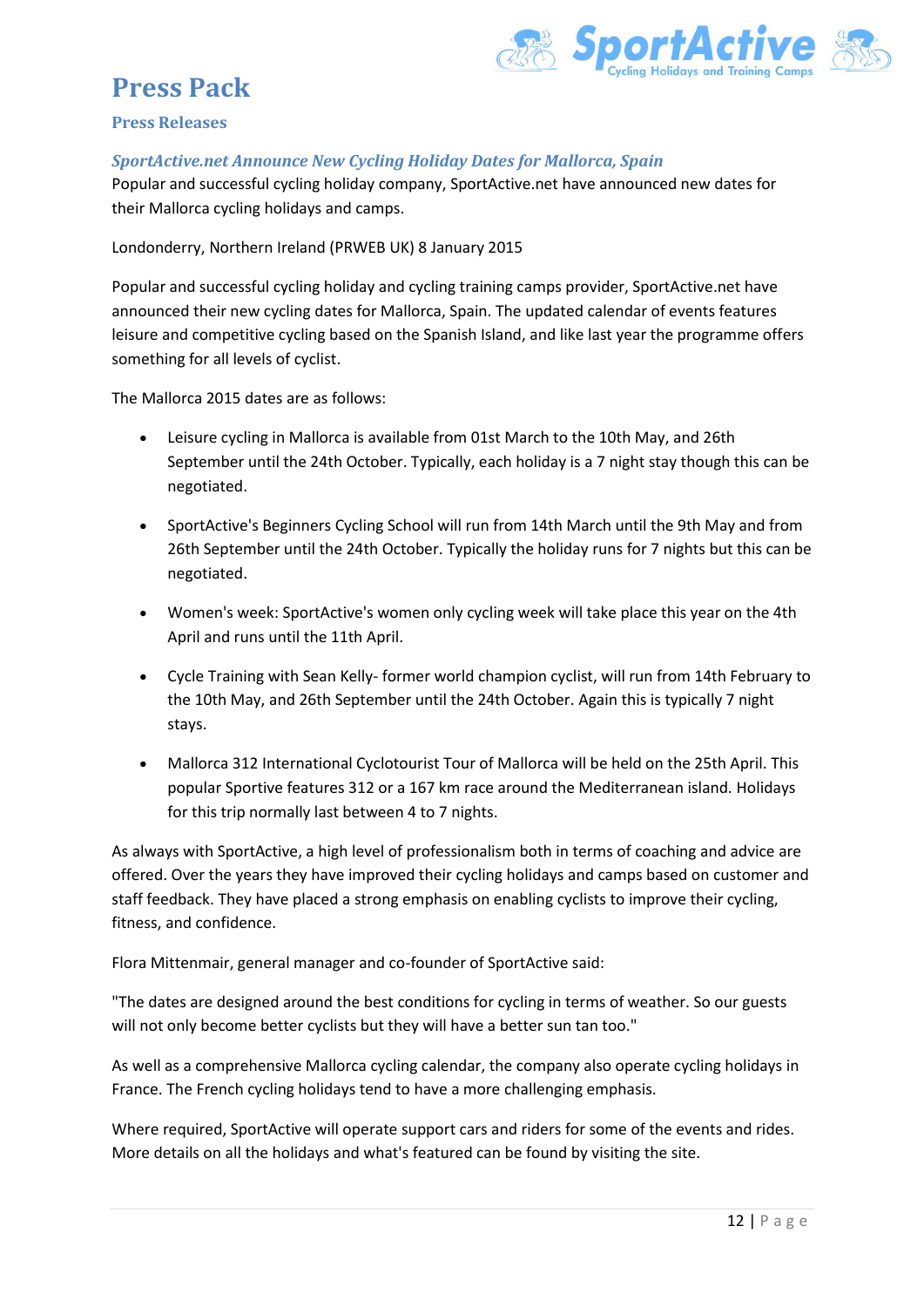# Press Pack

## Press Releases

### *SportActive.net Announce New Cycling Holiday Dates for Mallorca, Spain*

Popular and successful cycling holiday company, SportActive.net have announced new dates for their Mallorca cycling holidays and camps.

Londonderry, Northern Ireland (PRWEB UK) 8 January 2015

Popular and successful cycling holiday and cycling training camps provider, SportActive.net have announced their new cycling dates for Mallorca, Spain. The updated calendar of events features leisure and competitive cycling based on the Spanish Island, and like last year the programme offers something for all levels of cyclist.

The Mallorca 2015 dates are as follows:

- Leisure cycling in Mallorca is available from 01st March to the 10th May, and 26th September until the 24th October. Typically, each holiday is a 7 night stay though this can be negotiated.
- SportActive's Beginners Cycling School will run from 14th March until the 9th May and from 26th September until the 24th October. Typically the holiday runs for 7 nights but this can be negotiated.
- Women's week: SportActive's women only cycling week will take place this year on the 4th April and runs until the 11th April.
- Cycle Training with Sean Kelly- former world champion cyclist, will run from 14th February to the 10th May, and 26th September until the 24th October. Again this is typically 7 night stays.
- Mallorca 312 International Cyclotourist Tour of Mallorca will be held on the 25th April. This popular Sportive features 312 or a 167 km race around the Mediterranean island. Holidays for this trip normally last between 4 to 7 nights.

As always with SportActive, a high level of professionalism both in terms of coaching and advice are offered. Over the years they have improved their cycling holidays and camps based on customer and staff feedback. They have placed a strong emphasis on enabling cyclists to improve their cycling, fitness, and confidence.

Flora Mittenmair, general manager and co-founder of SportActive said:

"The dates are designed around the best conditions for cycling in terms of weather. So our guests will not only become better cyclists but they will have a better sun tan too."

As well as a comprehensive Mallorca cycling calendar, the company also operate cycling holidays in France. The French cycling holidays tend to have a more challenging emphasis.

Where required, SportActive will operate support cars and riders for some of the events and rides. More details on all the holidays and what's featured can be found by visiting the site.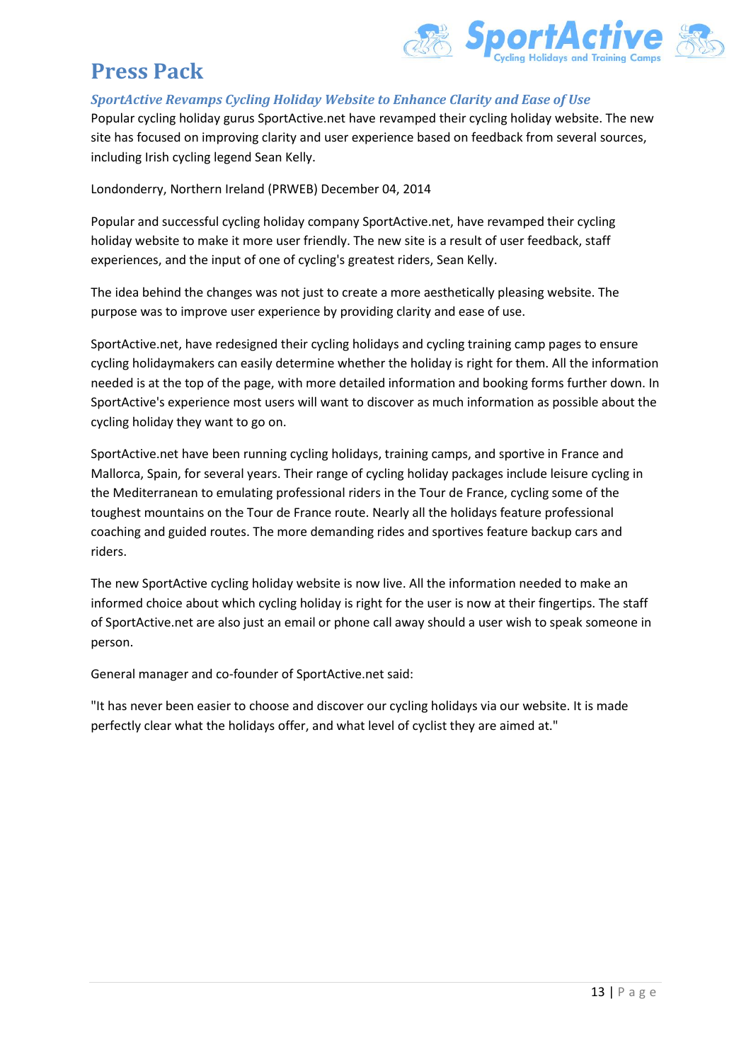# Press Pack

### *SportActive Revamps Cycling Holiday Website to Enhance Clarity and Ease of Use*

Popular cycling holiday gurus SportActive.net have revamped their cycling holiday website. The new site has focused on improving clarity and user experience based on feedback from several sources, including Irish cycling legend Sean Kelly.

Londonderry, Northern Ireland (PRWEB) December 04, 2014

Popular and successful cycling holiday company SportActive.net, have revamped their cycling holiday website to make it more user friendly. The new site is a result of user feedback, staff experiences, and the input of one of cycling's greatest riders, Sean Kelly.

The idea behind the changes was not just to create a more aesthetically pleasing website. The purpose was to improve user experience by providing clarity and ease of use.

SportActive.net, have redesigned their cycling holidays and cycling training camp pages to ensure cycling holidaymakers can easily determine whether the holiday is right for them. All the information needed is at the top of the page, with more detailed information and booking forms further down. In SportActive's experience most users will want to discover as much information as possible about the cycling holiday they want to go on.

SportActive.net have been running cycling holidays, training camps, and sportive in France and Mallorca, Spain, for several years. Their range of cycling holiday packages include leisure cycling in the Mediterranean to emulating professional riders in the Tour de France, cycling some of the toughest mountains on the Tour de France route. Nearly all the holidays feature professional coaching and guided routes. The more demanding rides and sportives feature backup cars and riders.

The new SportActive cycling holiday website is now live. All the information needed to make an informed choice about which cycling holiday is right for the user is now at their fingertips. The staff of SportActive.net are also just an email or phone call away should a user wish to speak someone in person.

General manager and co-founder of SportActive.net said:

"It has never been easier to choose and discover our cycling holidays via our website. It is made perfectly clear what the holidays offer, and what level of cyclist they are aimed at."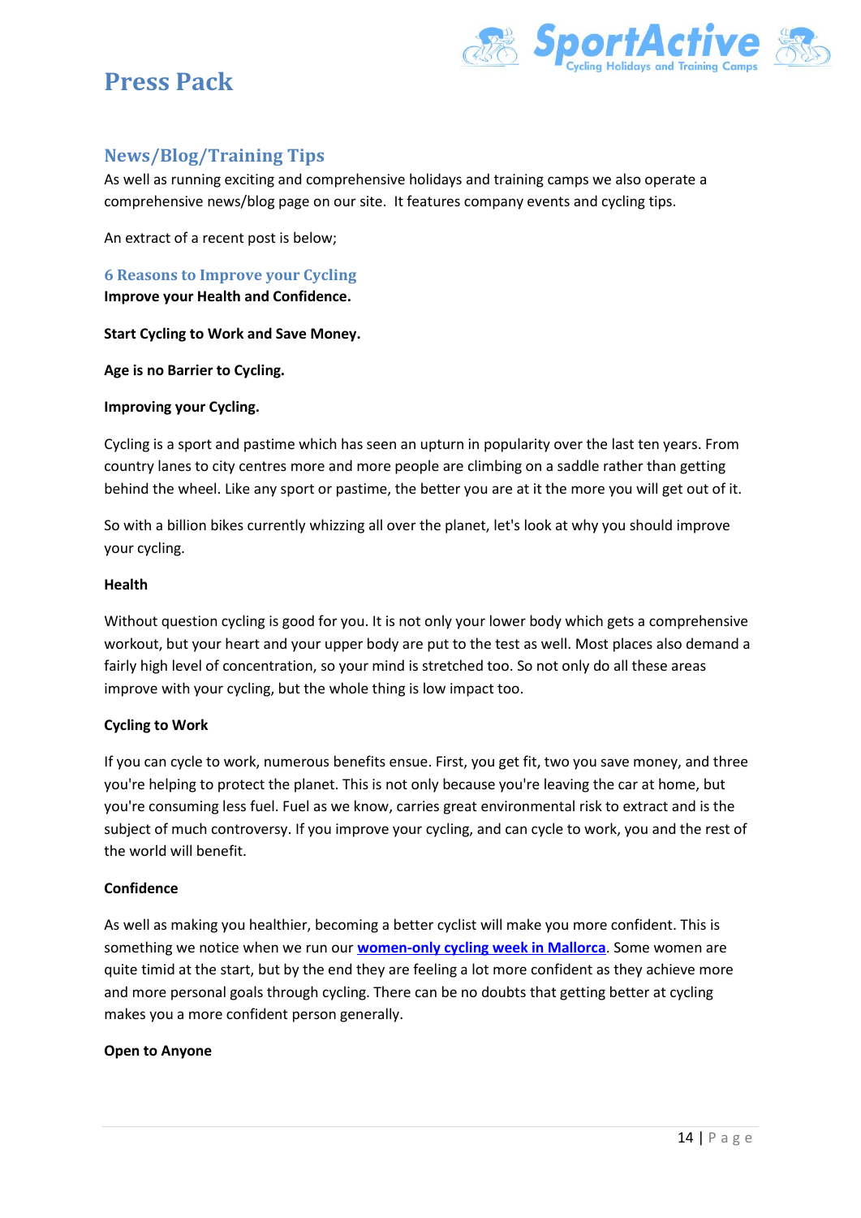# Press Pack

## News/Blog/Training Tips

As well as running exciting and comprehensive holidays and training camps we also operate a comprehensive news/blog page on our site. It features company events and cycling tips.

An extract of a recent post is below;

### 6 Reasons to Improve your Cycling

**Improve your Health and Confidence.**

**Start Cycling to Work and Save Money.**

**Age is no Barrier to Cycling.**

**Improving your Cycling.**

Cycling is a sport and pastime which has seen an upturn in popularity over the last ten years. From country lanes to city centres more and more people are climbing on a saddle rather than getting behind the wheel. Like any sport or pastime, the better you are at it the more you will get out of it.

So with a billion bikes currently whizzing all over the planet, let's look at why you should improve your cycling.

**Health**

Without question cycling is good for you. It is not only your lower body which gets a comprehensive workout, but your heart and your upper body are put to the test as well. Most places also demand a fairly high level of concentration, so your mind is stretched too. So not only do all these areas improve with your cycling, but the whole thing is low impact too.

**Cycling to Work**

If you can cycle to work, numerous benefits ensue. First, you get fit, two you save money, and three you're helping to protect the planet. This is not only because you're leaving the car at home, but you're consuming less fuel. Fuel as we know, carries great environmental risk to extract and is the subject of much controversy. If you improve your cycling, and can cycle to work, you and the rest of the world will benefit.

**Confidence**

As well as making you healthier, becoming a better cyclist will make you more confident. This is something we notice when we run our **women-only cycling week in Mallorca**. Some women are quite timid at the start, but by the end they are feeling a lot more confident as they achieve more and more personal goals through cycling. There can be no doubts that getting better at cycling makes you a more confident person generally.

**Open to Anyone**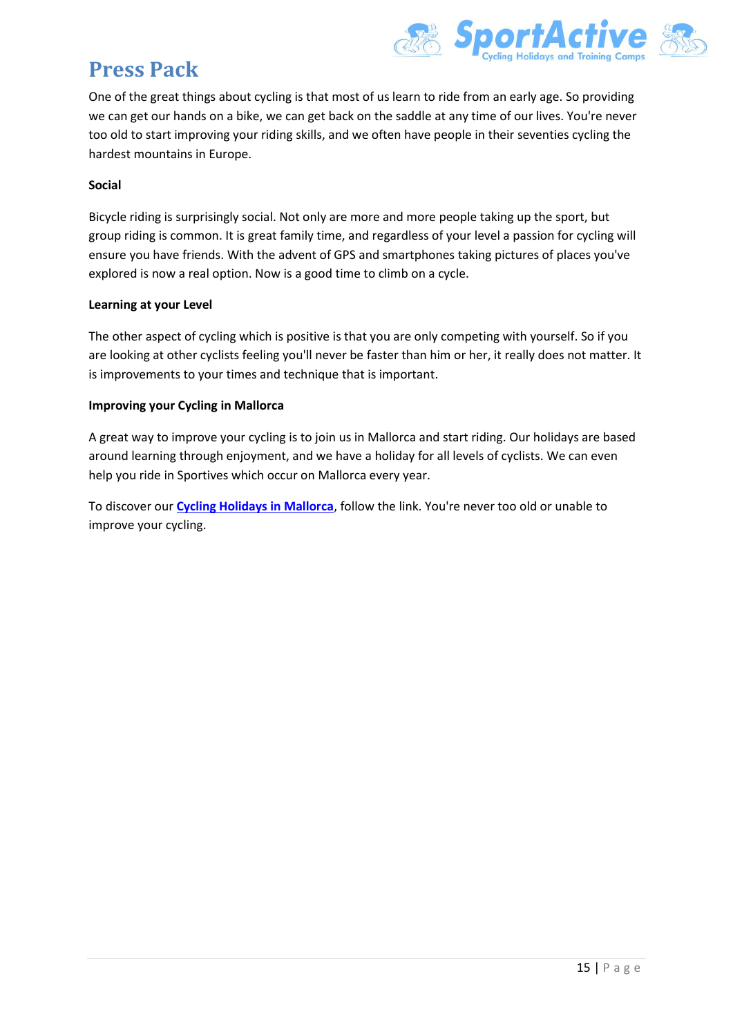# Press Pack

One of the great things about cycling is that most of us learn to ride from an early age. So providing we can get our hands on a bike, we can get back on the saddle at any time of our lives. You're never too old to start improving your riding skills, and we often have people in their seventies cycling the hardest mountains in Europe.

**Social**

Bicycle riding is surprisingly social. Not only are more and more people taking up the sport, but group riding is common. It is great family time, and regardless of your level a passion for cycling will ensure you have friends. With the advent of GPS and smartphones taking pictures of places you've explored is now a real option. Now is a good time to climb on a cycle.

**Learning at your Level**

The other aspect of cycling which is positive is that you are only competing with yourself. So if you are looking at other cyclists feeling you'll never be faster than him or her, it really does not matter. It is improvements to your times and technique that is important.

**Improving your Cycling in Mallorca**

A great way to improve your cycling is to join us in Mallorca and start riding. Our holidays are based around learning through enjoyment, and we have a holiday for all levels of cyclists. We can even help you ride in Sportives which occur on Mallorca every year.

To discover our **Cycling Holidays in Mallorca**, follow the link. You're never too old or unable to improve your cycling.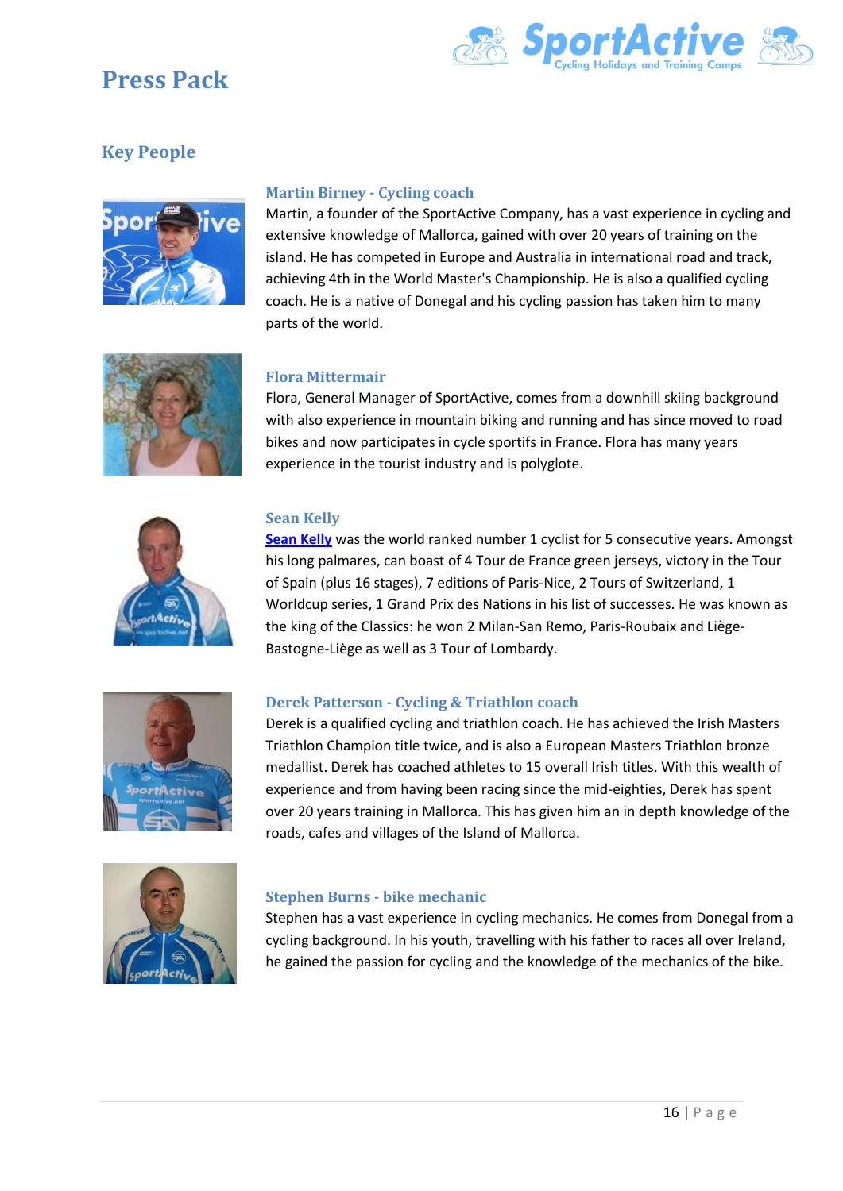# Press Pack

## Key People

### Martin Birney - Cycling coach

Martin, a founder of the SportActive Company, has a vast experience in cycling and extensive knowledge of Mallorca, gained with over 20 years of training on the island. He has competed in Europe and Australia in international road and track, achieving 4th in the World Master's Championship. He is also a qualified cycling coach. He is a native of Donegal and his cycling passion has taken him to many parts of the world.

### Flora Mittermair

Flora, General Manager of SportActive, comes from a downhill skiing background with also experience in mountain biking and running and has since moved to road bikes and now participates in cycle sportifs in France. Flora has many years experience in the tourist industry and is polyglote.

### Sean Kelly

Sean Kelly was the world ranked number 1 cyclist for 5 consecutive years. Amongst his long palmares, can boast of 4 Tour de France green jerseys, victory in the Tour of Spain (plus 16 stages), 7 editions of Paris-Nice, 2 Tours of Switzerland, 1 Worldcup series, 1 Grand Prix des Nations in his list of successes. He was known as the king of the Classics: he won 2 Milan-San Remo, Paris-Roubaix and Liège-Bastogne-Liège as well as 3 Tour of Lombardy.

### Derek Patterson - Cycling & Triathlon coach

Derek is a qualified cycling and triathlon coach. He has achieved the Irish Masters Triathlon Champion title twice, and is also a European Masters Triathlon bronze medallist. Derek has coached athletes to 15 overall Irish titles. With this wealth of experience and from having been racing since the mid-eighties, Derek has spent over 20 years training in Mallorca. This has given him an in depth knowledge of the roads, cafes and villages of the Island of Mallorca.

### Stephen Burns - bike mechanic

Stephen has a vast experience in cycling mechanics. He comes from Donegal from a cycling background. In his youth, travelling with his father to races all over Ireland, he gained the passion for cycling and the knowledge of the mechanics of the bike.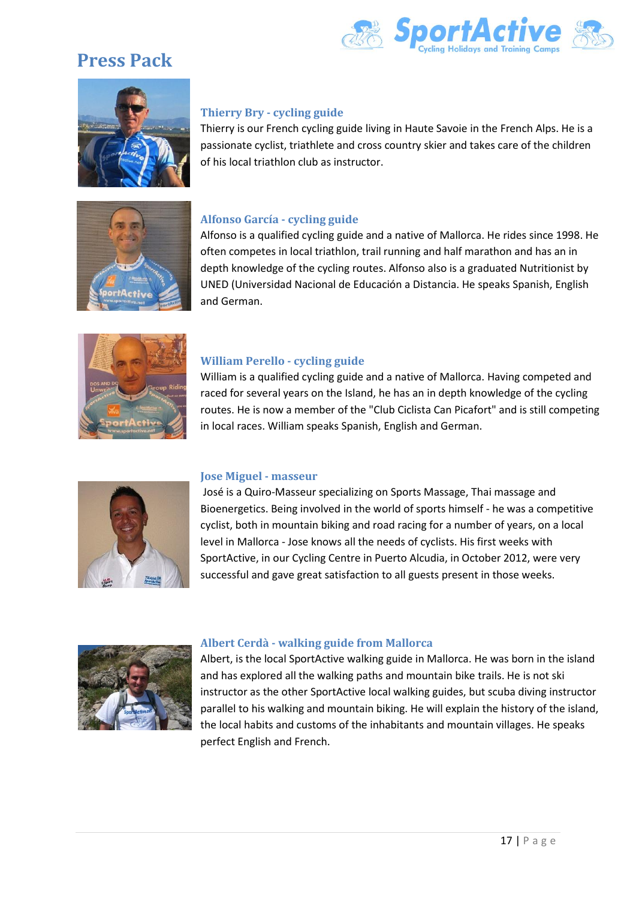# Press Pack

### Thierry Bry - cycling guide

Thierry is our French cycling guide living in Haute Savoie in the French Alps. He is a passionate cyclist, triathlete and cross country skier and takes care of the children of his local triathlon club as instructor.

### Alfonso García - cycling guide

Alfonso is a qualified cycling guide and a native of Mallorca. He rides since 1998. He often competes in local triathlon, trail running and half marathon and has an in depth knowledge of the cycling routes. Alfonso also is a graduated Nutritionist by UNED (Universidad Nacional de Educación a Distancia. He speaks Spanish, English and German.

### William Perello - cycling guide

William is a qualified cycling guide and a native of Mallorca. Having competed and raced for several years on the Island, he has an in depth knowledge of the cycling routes. He is now a member of the "Club Ciclista Can Picafort" and is still competing in local races. William speaks Spanish, English and German.

### Jose Miguel - masseur

José is a Quiro-Masseur specializing on Sports Massage, Thai massage and Bioenergetics. Being involved in the world of sports himself - he was a competitive cyclist, both in mountain biking and road racing for a number of years, on a local level in Mallorca - Jose knows all the needs of cyclists. His first weeks with SportActive, in our Cycling Centre in Puerto Alcudia, in October 2012, were very successful and gave great satisfaction to all guests present in those weeks.

### Albert Cerdà - walking guide from Mallorca

Albert, is the local SportActive walking guide in Mallorca. He was born in the island and has explored all the walking paths and mountain bike trails. He is not ski instructor as the other SportActive local walking guides, but scuba diving instructor parallel to his walking and mountain biking. He will explain the history of the island, the local habits and customs of the inhabitants and mountain villages. He speaks perfect English and French.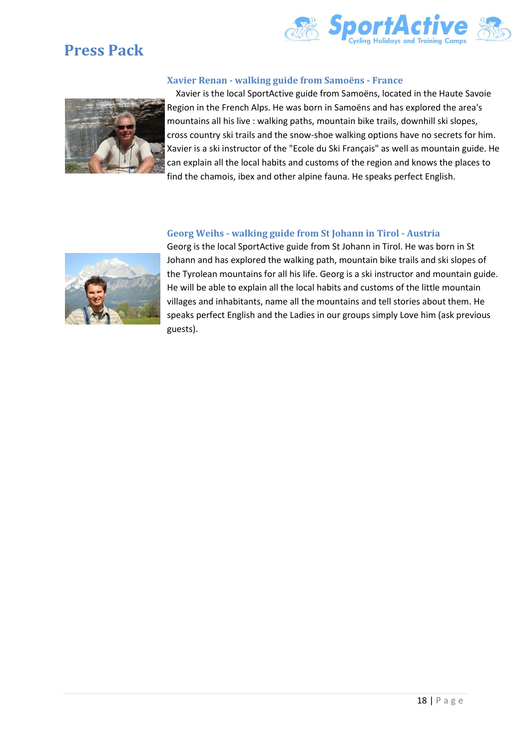# Press Pack

### Xavier Renan - walking guide from Samoëns - France

Xavier is the local SportActive guide from Samoëns, located in the Haute Savoie Region in the French Alps. He was born in Samoëns and has explored the area's mountains all his live : walking paths, mountain bike trails, downhill ski slopes, cross country ski trails and the snow-shoe walking options have no secrets for him. Xavier is a ski instructor of the "Ecole du Ski Français" as well as mountain guide. He can explain all the local habits and customs of the region and knows the places to find the chamois, ibex and other alpine fauna. He speaks perfect English.

### Georg Weihs - walking guide from St Johann in Tirol - Austria

Georg is the local SportActive guide from St Johann in Tirol. He was born in St Johann and has explored the walking path, mountain bike trails and ski slopes of the Tyrolean mountains for all his life. Georg is a ski instructor and mountain guide. He will be able to explain all the local habits and customs of the little mountain villages and inhabitants, name all the mountains and tell stories about them. He speaks perfect English and the Ladies in our groups simply Love him (ask previous guests).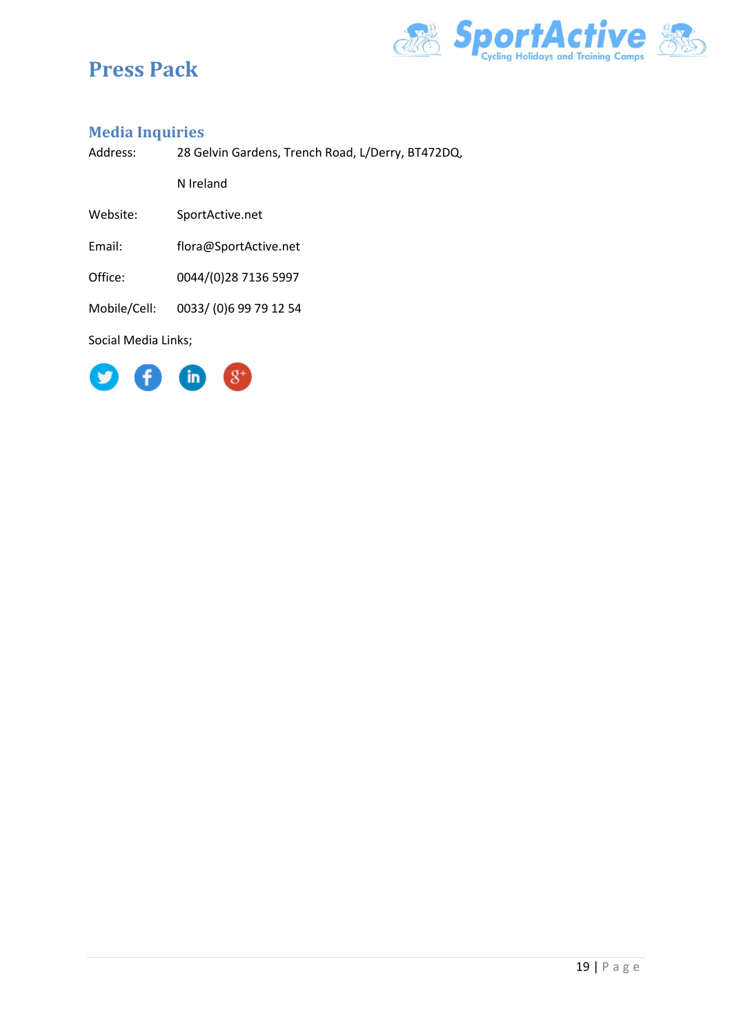# Press Pack

## Media Inquiries

Address: 28 Gelvin Gardens, Trench Road, L/Derry, BT472DQ,

N Ireland

Website: SportActive.net

Email: flora@SportActive.net

Office: 0044/(0)28 7136 5997

Mobile/Cell: 0033/ (0)6 99 79 12 54

Social Media Links;